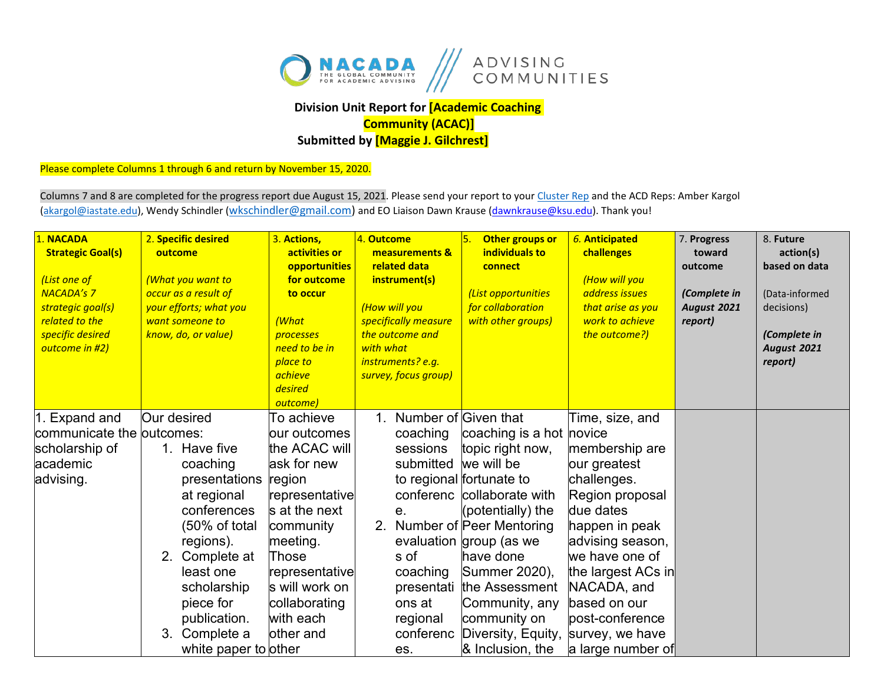NACADA THE GLOBAL COMMUNITY FOR ACADEMIC ADVISING | ADVISING COMMUNITIES

**Division Unit Report for [Academic Coaching Community (ACAC)]**
**Submitted by [Maggie J. Gilchrest]**

Please complete Columns 1 through 6 and return by November 15, 2020.

Columns 7 and 8 are completed for the progress report due August 15, 2021. Please send your report to your Cluster Rep and the ACD Reps: Amber Kargol (akargol@iastate.edu), Wendy Schindler (wkschindler@gmail.com) and EO Liaison Dawn Krause (dawnkrause@ksu.edu). Thank you!

| 1. **NACADA Strategic Goal(s)** *(List one of NACADA's 7 strategic goal(s) related to the specific desired outcome in #2)* | 2. **Specific desired outcome** *(What you want to occur as a result of your efforts; what you want someone to know, do, or value)* | 3. **Actions, activities or opportunities for outcome to occur** *(What processes need to be in place to achieve desired outcome)* | 4. **Outcome measurements & related data instrument(s)** *(How will you specifically measure the outcome and with what instruments? e.g. survey, focus group)* | 5. **Other groups or individuals to connect** *(List opportunities for collaboration with other groups)* | 6. **Anticipated challenges** *(How will you address issues that arise as you work to achieve the outcome?)* | 7. **Progress toward outcome** ***(Complete in August 2021 report)*** | 8. **Future action(s) based on data** (Data-informed decisions) ***(Complete in August 2021 report)*** |
|---|---|---|---|---|---|---|---|
| 1. Expand and communicate the scholarship of academic advising. | Our desired outcomes:<br>1. Have five coaching presentations at regional conferences (50% of total regions).<br>2. Complete at least one scholarship piece for publication.<br>3. Complete a white paper to | To achieve our outcomes the ACAC will ask for new region representatives at the next community meeting. Those representatives will work on collaborating with each other and other | 1. Number of coaching sessions submitted to regional conference.<br>2. Number of evaluations of coaching presentations at regional conferences. | Given that coaching is a hot topic right now, we will be fortunate to collaborate with (potentially) the Peer Mentoring group (as we have done Summer 2020), the Assessment Community, any community on Diversity, Equity, & Inclusion, the | Time, size, and novice membership are our greatest challenges. Region proposal due dates happen in peak advising season, we have one of the largest ACs in NACADA, and based on our post-conference survey, we have a large number of | | |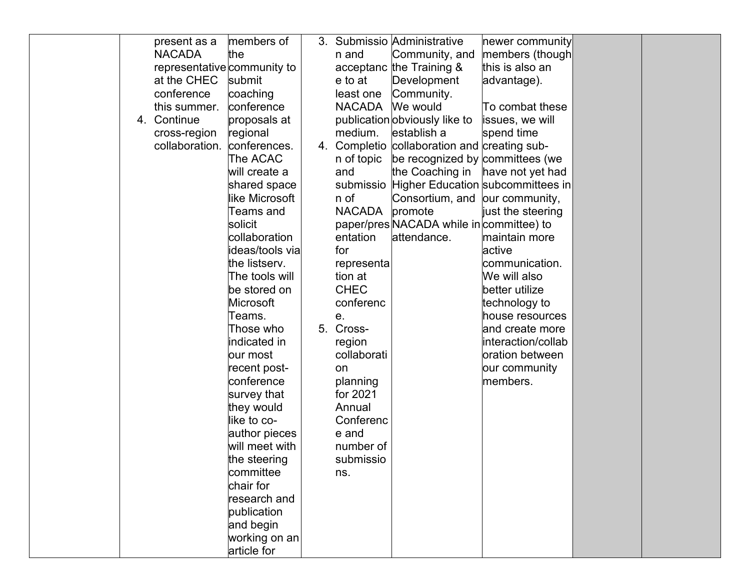|  |  |  |  |  |  |  |  |
|---|---|---|---|---|---|---|---|
|  | present as a NACADA representative at the CHEC conference this summer.<br>4. Continue cross-region collaboration. | members of the community to submit coaching conference proposals at regional conferences. The ACAC will create a shared space like Microsoft Teams and solicit collaboration ideas/tools via the listserv. The tools will be stored on Microsoft Teams. Those who indicated in our most recent post-conference survey that they would like to co-author pieces will meet with the steering committee chair for research and publication and begin working on an article for | 3. Submission and acceptance to at least one NACADA publication medium.<br>4. Completion of topic and submission of NACADA paper/presentation for representation at CHEC conference.<br>5. Cross-region collaboration planning for 2021 Annual Conference and number of submissions. | Administrative Community, and the Training & Development Community. We would obviously like to establish a collaboration and be recognized by the Coaching in Higher Education Consortium, and promote NACADA while in attendance. | newer community members (though this is also an advantage).<br><br>To combat these issues, we will spend time creating sub-committees (we have not yet had subcommittees in our community, just the steering committee) to maintain more active communication. We will also better utilize technology to house resources and create more interaction/collaboration between our community members. |  |  |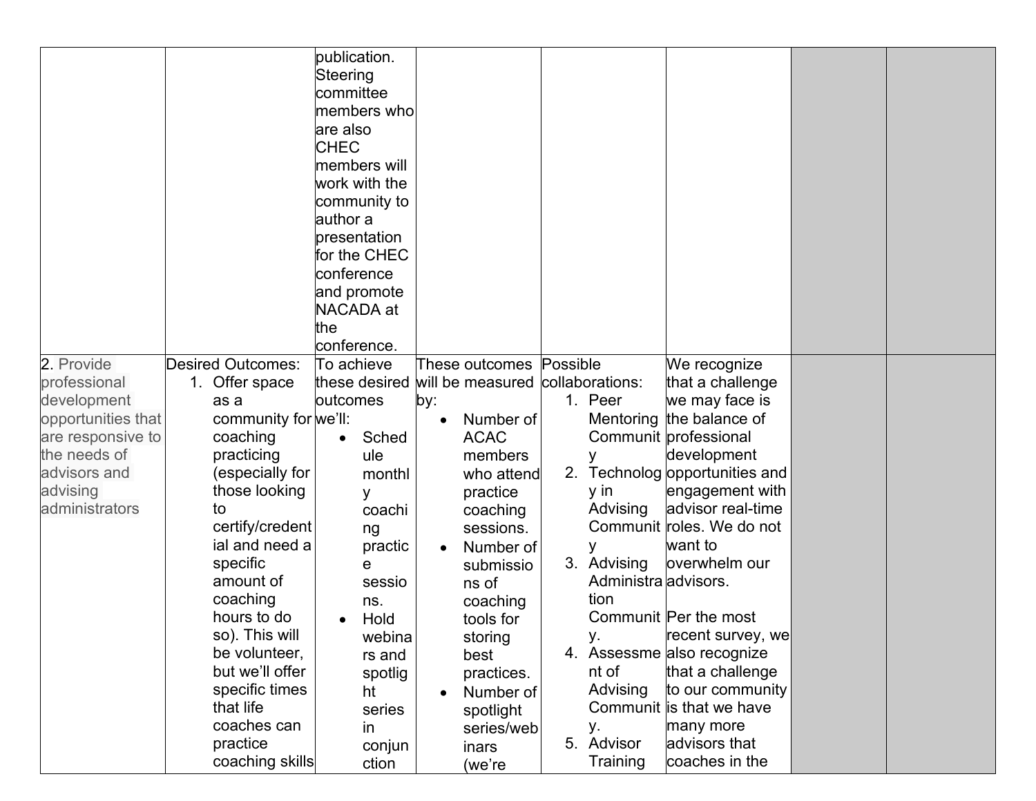| | | | | | | | |
|---|---|---|---|---|---|---|---|
| | | publication. Steering committee members who are also CHEC members will work with the community to author a presentation for the CHEC conference and promote NACADA at the conference. | | | | | |
| 2. Provide professional development opportunities that are responsive to the needs of advisors and advising administrators | Desired Outcomes:<br>1. Offer space as a community for coaching practicing (especially for those looking to certify/credential and need a specific amount of coaching hours to do so). This will be volunteer, but we'll offer specific times that life coaches can practice coaching skills | To achieve these desired outcomes we'll:<br>• Schedule monthly coaching practice sessions.<br>• Hold webinars and spotlight series in conjunction | These outcomes will be measured by:<br>• Number of ACAC members who attend practice coaching sessions.<br>• Number of submissions of coaching tools for storing best practices.<br>• Number of spotlight series/webinars (we're | Possible collaborations:<br>1. Peer Mentoring Community<br>2. Technology in Advising Community<br>3. Advising Administration Community.<br>4. Assessment of Advising Community.<br>5. Advisor Training | We recognize that a challenge we may face is the balance of professional development opportunities and engagement with advisor real-time roles. We do not want to overwhelm our advisors.<br><br>Per the most recent survey, we also recognize that a challenge to our community is that we have many more advisors that coaches in the | | |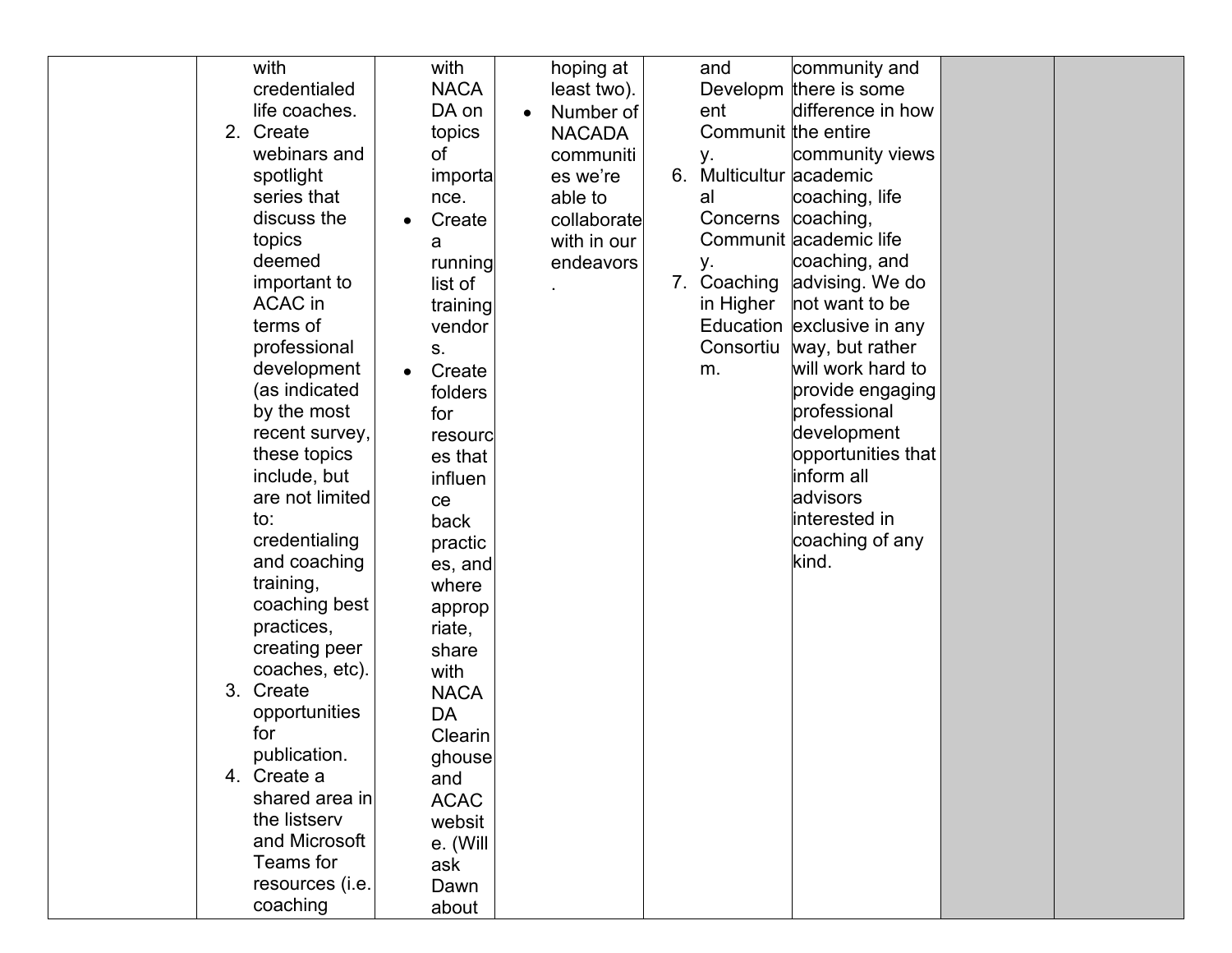| | | | | | | | |
|---|---|---|---|---|---|---|---|
| | with credentialed life coaches.<br>2. Create webinars and spotlight series that discuss the topics deemed important to ACAC in terms of professional development (as indicated by the most recent survey, these topics include, but are not limited to: credentialing and coaching training, coaching best practices, creating peer coaches, etc).<br>3. Create opportunities for publication.<br>4. Create a shared area in the listserv and Microsoft Teams for resources (i.e. coaching | with NACADA on topics of importance.<br>• Create a running list of training vendors.<br>• Create folders for resources that influence back practices, and where appropriate, share with NACADA Clearinghouse and ACAC website. (Will ask Dawn about | hoping at least two).<br>• Number of NACADA communities we're able to collaborate with in our endeavors. | and Development Community.<br>6. Multicultural Concerns Community.<br>7. Coaching in Higher Education Consortium. | community and there is some difference in how the entire community views academic coaching, life coaching, academic life coaching, and advising. We do not want to be exclusive in any way, but rather will work hard to provide engaging professional development opportunities that inform all advisors interested in coaching of any kind. | | |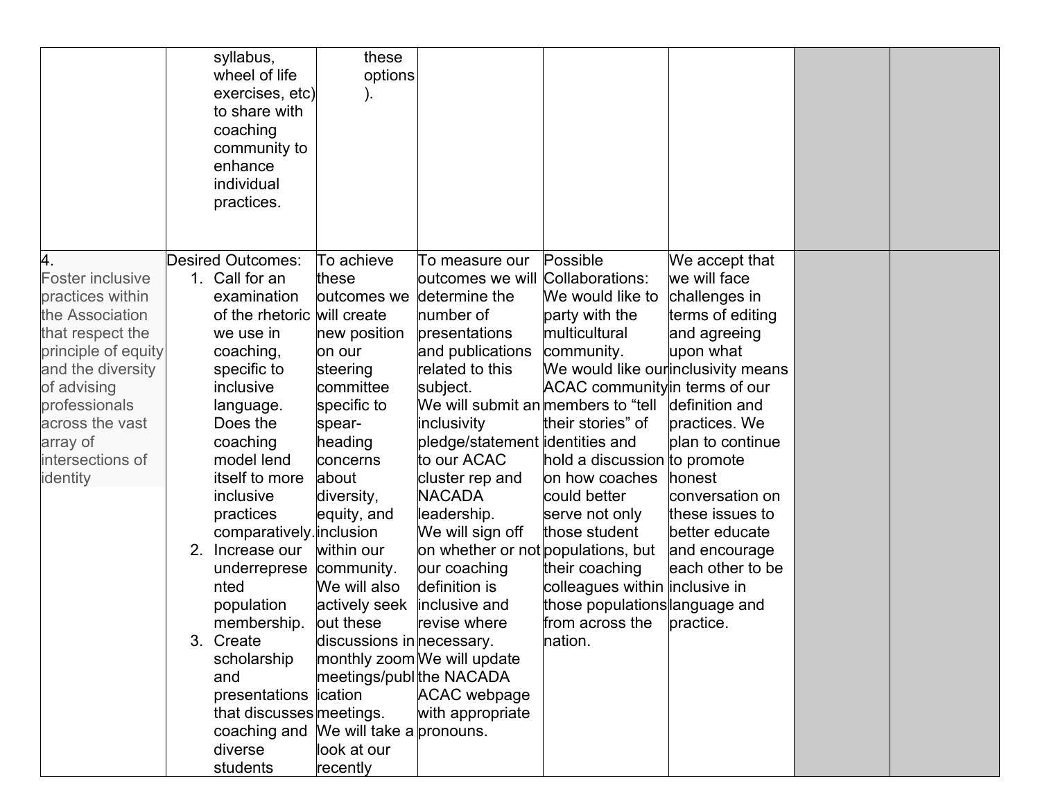| | | | | | | | |
|---|---|---|---|---|---|---|---|
| | syllabus, wheel of life exercises, etc) to share with coaching community to enhance individual practices. | these options ). | | | | | |
| 4. Foster inclusive practices within the Association that respect the principle of equity and the diversity of advising professionals across the vast array of intersections of identity | Desired Outcomes: 1. Call for an examination of the rhetoric we use in coaching, specific to inclusive language. Does the coaching model lend itself to more inclusive practices comparatively. 2. Increase our underrepresented population membership. 3. Create scholarship and presentations that discusses coaching and diverse students | To achieve these outcomes we will create new position on our steering committee specific to spear-heading concerns about diversity, equity, and inclusion within our community. We will also actively seek out these discussions in monthly zoom meetings/publication meetings. We will take a look at our recently | To measure our outcomes we will determine the number of presentations and publications related to this subject. We will submit an inclusivity pledge/statement to our ACAC cluster rep and NACADA leadership. We will sign off on whether or not our coaching definition is inclusive and revise where necessary. We will update the NACADA ACAC webpage with appropriate pronouns. | Possible Collaborations: We would like to party with the multicultural community. We would like our ACAC community members to "tell their stories" of identities and hold a discussion on how coaches could better serve not only those student populations, but their coaching colleagues within those populations from across the nation. | We accept that we will face challenges in terms of editing and agreeing upon what inclusivity means in terms of our definition and practices. We plan to continue to promote honest conversation on these issues to better educate and encourage each other to be inclusive in language and practice. | | |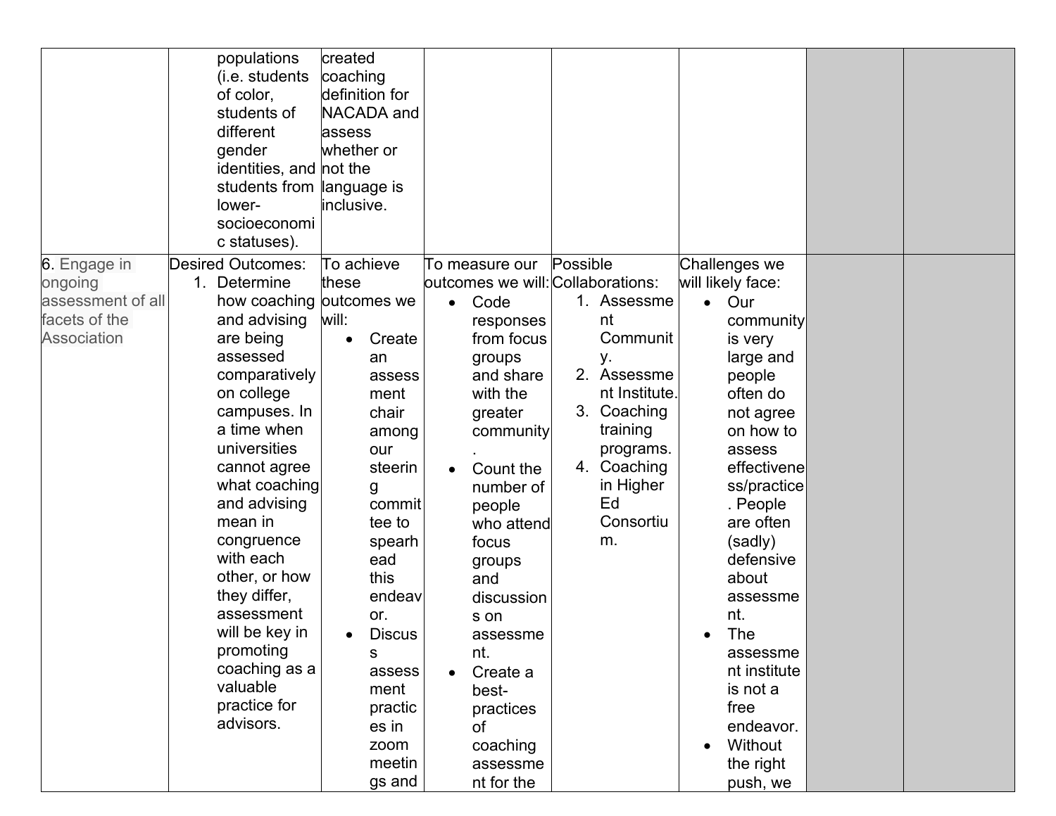| | | | | | | | |
|---|---|---|---|---|---|---|---|
| | populations (i.e. students of color, students of different gender identities, and students from lower-socioeconomic statuses). | created coaching definition for NACADA and assess whether or not the language is inclusive. | | | | | |
| 6. Engage in ongoing assessment of all facets of the Association | Desired Outcomes: 1. Determine how coaching and advising are being assessed comparatively on college campuses. In a time when universities cannot agree what coaching and advising mean in congruence with each other, or how they differ, assessment will be key in promoting coaching as a valuable practice for advisors. | To achieve these outcomes we will: • Create an assessment chair among our steering committee to spearhead this endeavor. • Discuss assessment practices in zoom meetings and | To measure our outcomes we will: • Code responses from focus groups and share with the greater community. • Count the number of people who attend focus groups and discussions on assessment. • Create a best-practices of coaching assessment for the | Possible Collaborations: 1. Assessment Community. 2. Assessment Institute. 3. Coaching training programs. 4. Coaching in Higher Ed Consortium. | Challenges we will likely face: • Our community is very large and people often do not agree on how to assess effectiveness/practice. People are often (sadly) defensive about assessment. • The assessment institute is not a free endeavor. • Without the right push, we | | |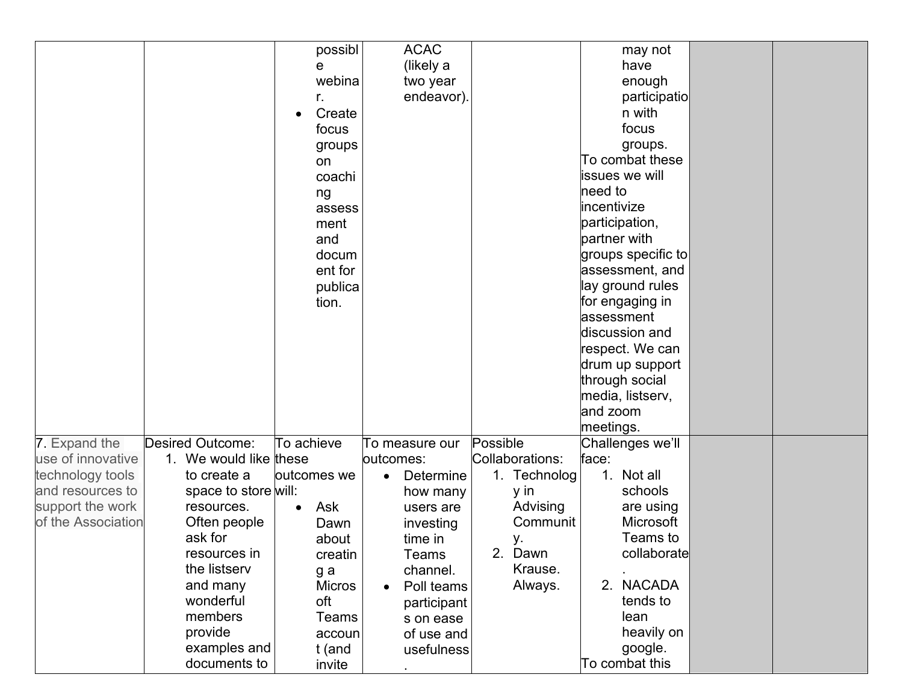| | | | | | | | |
|---|---|---|---|---|---|---|---|
| | | • possible webinar.<br>• Create focus groups on coaching assessment and document for publication. | ACAC (likely a two year endeavor). | | may not have enough participation with focus groups.<br>To combat these issues we will need to incentivize participation, partner with groups specific to assessment, and lay ground rules for engaging in assessment discussion and respect. We can drum up support through social media, listserv, and zoom meetings. | | |
| 7. Expand the use of innovative technology tools and resources to support the work of the Association | Desired Outcome:<br>1. We would like to create a space to store resources. Often people ask for resources in the listserv and many wonderful members provide examples and documents to | To achieve these outcomes we will:<br>• Ask Dawn about creating a Microsoft Teams account (and invite | To measure our outcomes:<br>• Determine how many users are investing time in Teams channel.<br>• Poll teams participants on ease of use and usefulness. | Possible Collaborations:<br>1. Technology in Advising Community.<br>2. Dawn Krause. Always. | Challenges we'll face:<br>1. Not all schools are using Microsoft Teams to collaborate.<br>2. NACADA tends to lean heavily on google.<br>To combat this | | |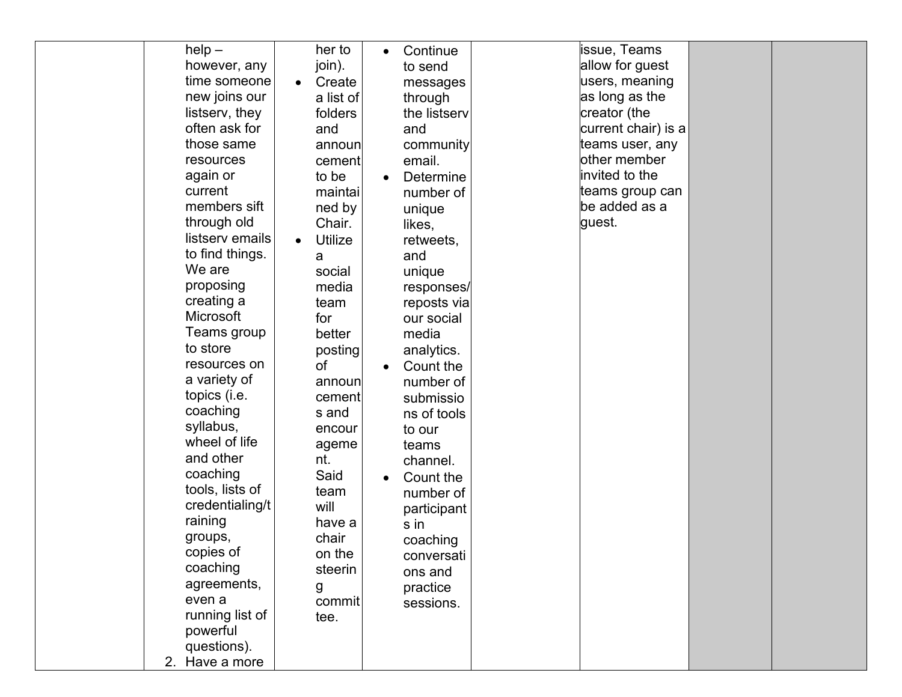| | | | | | | | |
|---|---|---|---|---|---|---|---|
| | help – however, any time someone new joins our listserv, they often ask for those same resources again or current members sift through old listserv emails to find things. We are proposing creating a Microsoft Teams group to store resources on a variety of topics (i.e. coaching syllabus, wheel of life and other coaching tools, lists of credentialing/training groups, copies of coaching agreements, even a running list of powerful questions).<br>2. Have a more | her to join).<br>• Create a list of folders and announcement to be maintained by Chair.<br>• Utilize a social media team for better posting of announcements and encouragement. Said team will have a chair on the steering committee. | • Continue to send messages through the listserv and community email.<br>• Determine number of unique likes, retweets, and unique responses/reposts via our social media analytics.<br>• Count the number of submissions of tools to our teams channel.<br>• Count the number of participants in coaching conversations and practice sessions. | | issue, Teams allow for guest users, meaning as long as the creator (the current chair) is a teams user, any other member invited to the teams group can be added as a guest. | | |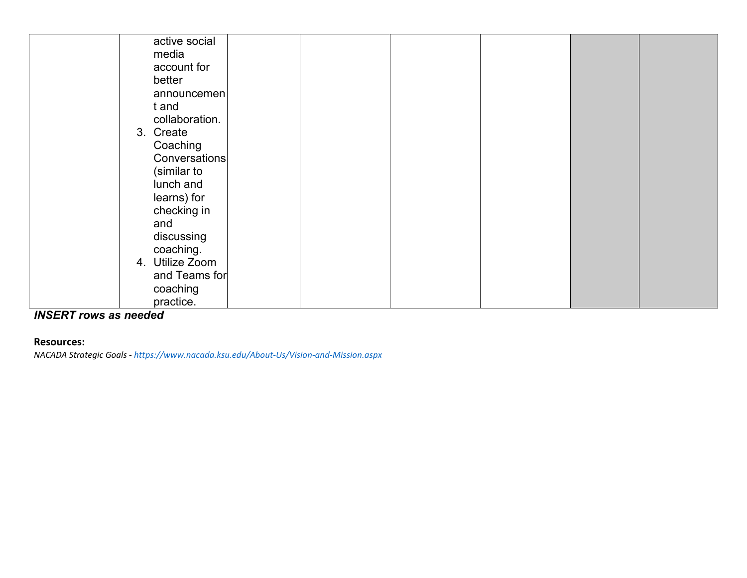| | | | | | | | |
|---|---|---|---|---|---|---|---|
| | active social media account for better announcement and collaboration.<br>3. Create Coaching Conversations (similar to lunch and learns) for checking in and discussing coaching.<br>4. Utilize Zoom and Teams for coaching practice. | | | | | | |

***INSERT rows as needed***

**Resources:**

*NACADA Strategic Goals - [https://www.nacada.ksu.edu/About-Us/Vision-and-Mission.aspx](https://www.nacada.ksu.edu/About-Us/Vision-and-Mission.aspx)*